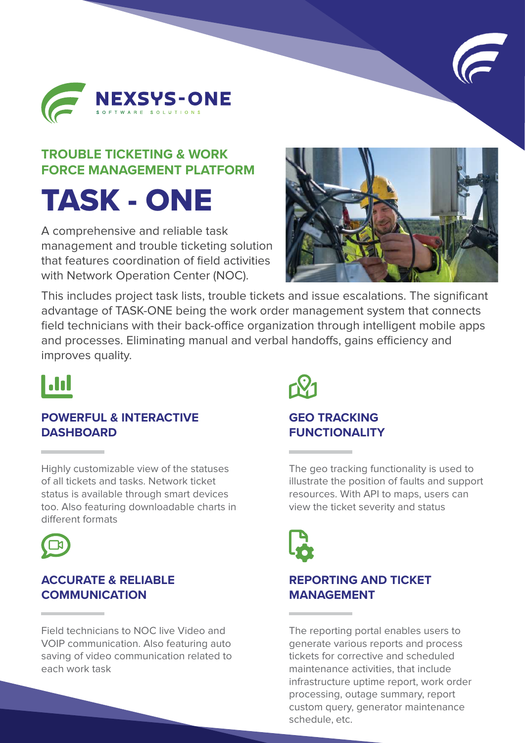NEXSYS-ONE

SOFTWARE SOLUTIONS

## TROUBLE TICKETING & WORK FORCE MANAGEMENT PLATFORM

# TASK - ONE

A comprehensive and reliable task management and trouble ticketing solution that features coordination of field activities with Network Operation Center (NOC).

This includes project task lists, trouble tickets and issue escalations. The significant advantage of TASK-ONE being the work order management system that connects field technicians with their back-office organization through intelligent mobile apps and processes. Eliminating manual and verbal handoffs, gains efficiency and improves quality.

### POWERFUL & INTERACTIVE DASHBOARD

Highly customizable view of the statuses of all tickets and tasks. Network ticket status is available through smart devices too. Also featuring downloadable charts in different formats

### ACCURATE & RELIABLE COMMUNICATION

Field technicians to NOC live Video and VOIP communication. Also featuring auto saving of video communication related to each work task

### GEO TRACKING FUNCTIONALITY

The geo tracking functionality is used to illustrate the position of faults and support resources. With API to maps, users can view the ticket severity and status

### REPORTING AND TICKET MANAGEMENT

The reporting portal enables users to generate various reports and process tickets for corrective and scheduled maintenance activities, that include infrastructure uptime report, work order processing, outage summary, report custom query, generator maintenance schedule, etc.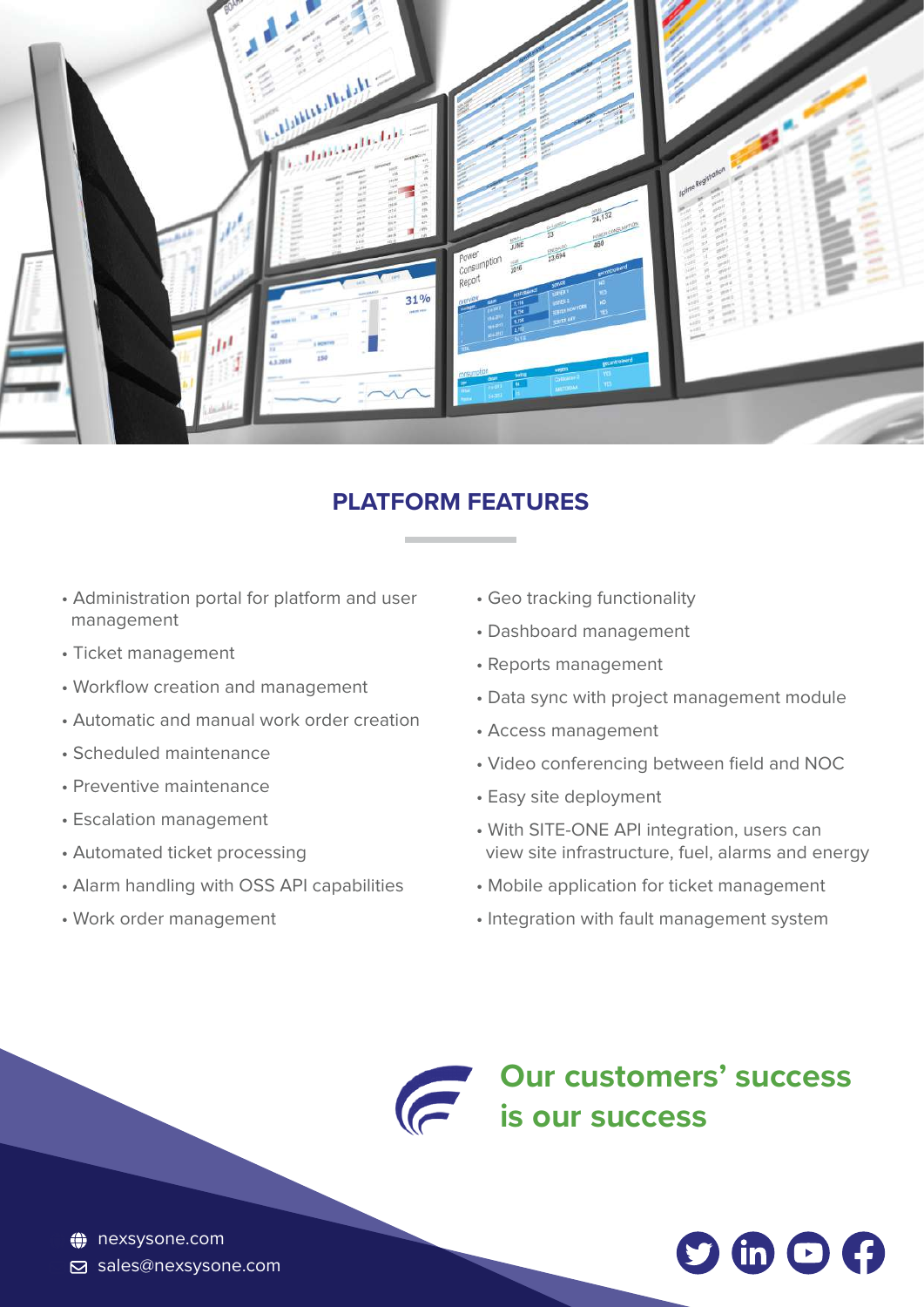## PLATFORM FEATURES

- Administration portal for platform and user management
- Ticket management
- Workflow creation and management
- Automatic and manual work order creation
- Scheduled maintenance
- Preventive maintenance
- Escalation management
- Automated ticket processing
- Alarm handling with OSS API capabilities
- Work order management
- Geo tracking functionality
- Dashboard management
- Reports management
- Data sync with project management module
- Access management
- Video conferencing between field and NOC
- Easy site deployment
- With SITE-ONE API integration, users can view site infrastructure, fuel, alarms and energy
- Mobile application for ticket management
- Integration with fault management system

**Our customers' success is our success**

nexsysone.com
sales@nexsysone.com